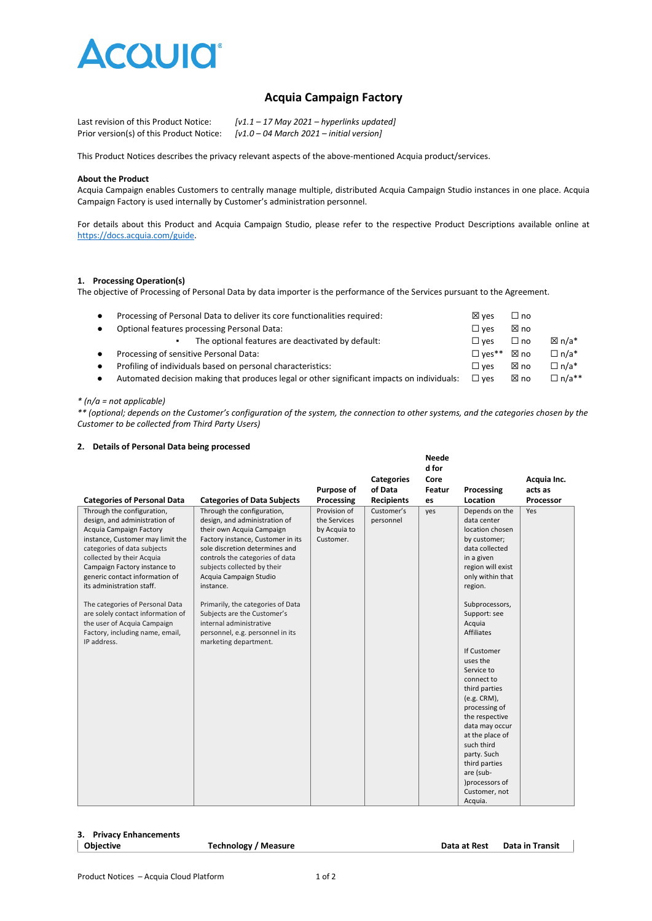# Acquia Campaign Factory

Last revision of this Product Notice: *[v1.1 – 17 May 2021 – hyperlinks updated]*
Prior version(s) of this Product Notice: *[v1.0 – 04 March 2021 – initial version]*

This Product Notices describes the privacy relevant aspects of the above-mentioned Acquia product/services.

**About the Product**
Acquia Campaign enables Customers to centrally manage multiple, distributed Acquia Campaign Studio instances in one place. Acquia Campaign Factory is used internally by Customer's administration personnel.

For details about this Product and Acquia Campaign Studio, please refer to the respective Product Descriptions available online at https://docs.acquia.com/guide.

## 1. Processing Operation(s)

The objective of Processing of Personal Data by data importer is the performance of the Services pursuant to the Agreement.

- Processing of Personal Data to deliver its core functionalities required: ☒ yes ☐ no
- Optional features processing Personal Data: ☐ yes ☒ no
  - The optional features are deactivated by default: ☐ yes ☐ no ☒ n/a*
- Processing of sensitive Personal Data: ☐ yes** ☒ no ☐ n/a*
- Profiling of individuals based on personal characteristics: ☐ yes ☒ no ☐ n/a*
- Automated decision making that produces legal or other significant impacts on individuals: ☐ yes ☒ no ☐ n/a**

*\* (n/a = not applicable)*
*\*\* (optional; depends on the Customer's configuration of the system, the connection to other systems, and the categories chosen by the Customer to be collected from Third Party Users)*

## 2. Details of Personal Data being processed

| Categories of Personal Data | Categories of Data Subjects | Purpose of Processing | Categories of Data Recipients | Needed for Core Features | Processing Location | Acquia Inc. acts as Processor |
|---|---|---|---|---|---|---|
| Through the configuration, design, and administration of Acquia Campaign Factory instance, Customer may limit the categories of data subjects collected by their Acquia Campaign Factory instance to generic contact information of its administration staff.<br><br>The categories of Personal Data are solely contact information of the user of Acquia Campaign Factory, including name, email, IP address. | Through the configuration, design, and administration of their own Acquia Campaign Factory instance, Customer in its sole discretion determines and controls the categories of data subjects collected by their Acquia Campaign Studio instance.<br><br>Primarily, the categories of Data Subjects are the Customer's internal administrative personnel, e.g. personnel in its marketing department. | Provision of the Services by Acquia to Customer. | Customer's personnel | yes | Depends on the data center location chosen by customer; data collected in a given region will exist only within that region.<br><br>Subprocessors, Support: see Acquia Affiliates<br><br>If Customer uses the Service to connect to third parties (e.g. CRM), processing of the respective data may occur at the place of such third party. Such third parties are (sub-)processors of Customer, not Acquia. | Yes |

## 3. Privacy Enhancements

| Objective | Technology / Measure | Data at Rest | Data in Transit |
|---|---|---|---|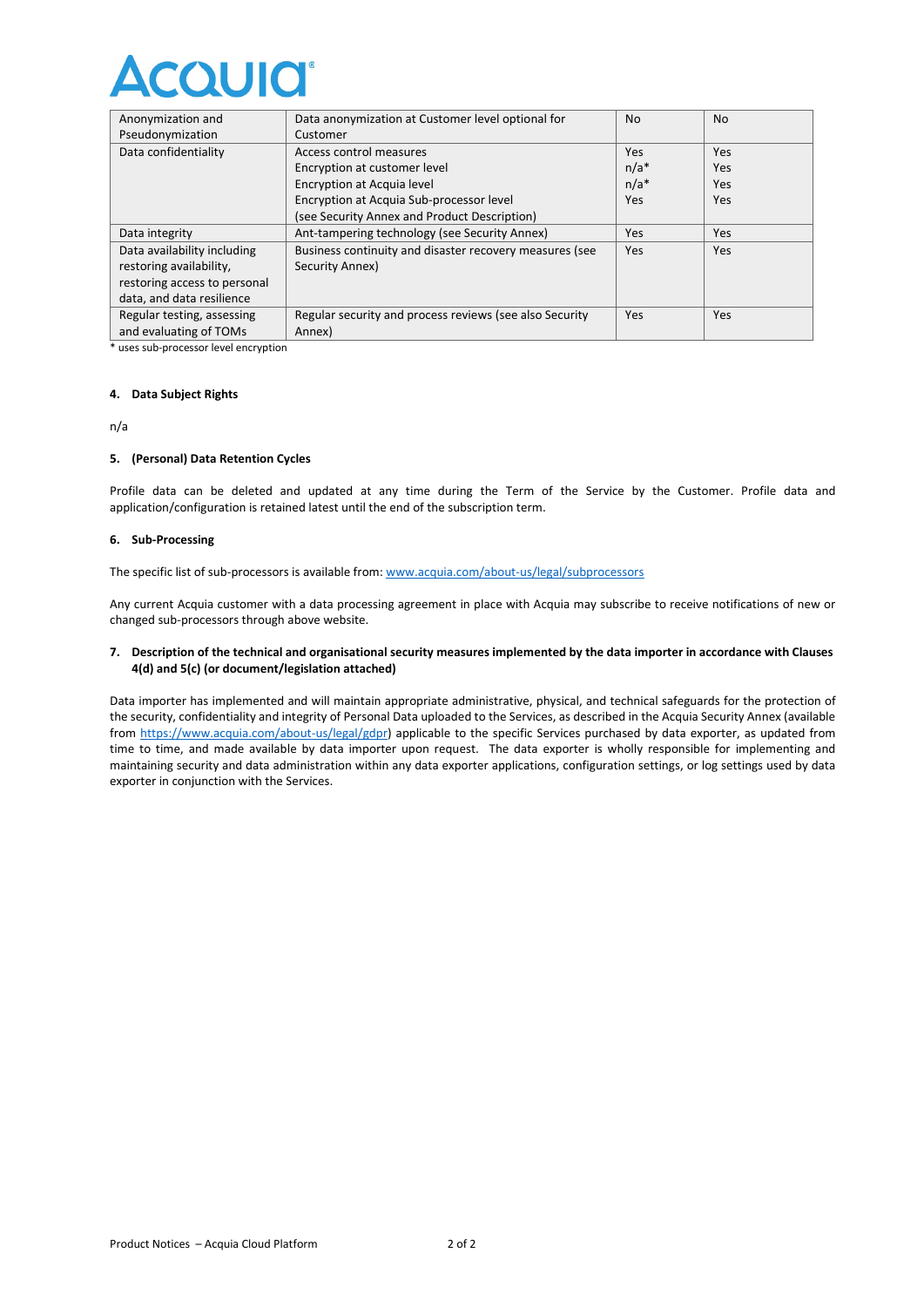| | | | |
|---|---|---|---|
| Anonymization and Pseudonymization | Data anonymization at Customer level optional for Customer | No | No |
| Data confidentiality | Access control measures<br>Encryption at customer level<br>Encryption at Acquia level<br>Encryption at Acquia Sub-processor level<br>(see Security Annex and Product Description) | Yes<br>n/a*<br>n/a*<br>Yes | Yes<br>Yes<br>Yes<br>Yes |
| Data integrity | Ant-tampering technology (see Security Annex) | Yes | Yes |
| Data availability including restoring availability, restoring access to personal data, and data resilience | Business continuity and disaster recovery measures (see Security Annex) | Yes | Yes |
| Regular testing, assessing and evaluating of TOMs | Regular security and process reviews (see also Security Annex) | Yes | Yes |

* uses sub-processor level encryption

#### 4. Data Subject Rights

n/a

#### 5. (Personal) Data Retention Cycles

Profile data can be deleted and updated at any time during the Term of the Service by the Customer. Profile data and application/configuration is retained latest until the end of the subscription term.

#### 6. Sub-Processing

The specific list of sub-processors is available from: www.acquia.com/about-us/legal/subprocessors

Any current Acquia customer with a data processing agreement in place with Acquia may subscribe to receive notifications of new or changed sub-processors through above website.

#### 7. Description of the technical and organisational security measures implemented by the data importer in accordance with Clauses 4(d) and 5(c) (or document/legislation attached)

Data importer has implemented and will maintain appropriate administrative, physical, and technical safeguards for the protection of the security, confidentiality and integrity of Personal Data uploaded to the Services, as described in the Acquia Security Annex (available from https://www.acquia.com/about-us/legal/gdpr) applicable to the specific Services purchased by data exporter, as updated from time to time, and made available by data importer upon request. The data exporter is wholly responsible for implementing and maintaining security and data administration within any data exporter applications, configuration settings, or log settings used by data exporter in conjunction with the Services.